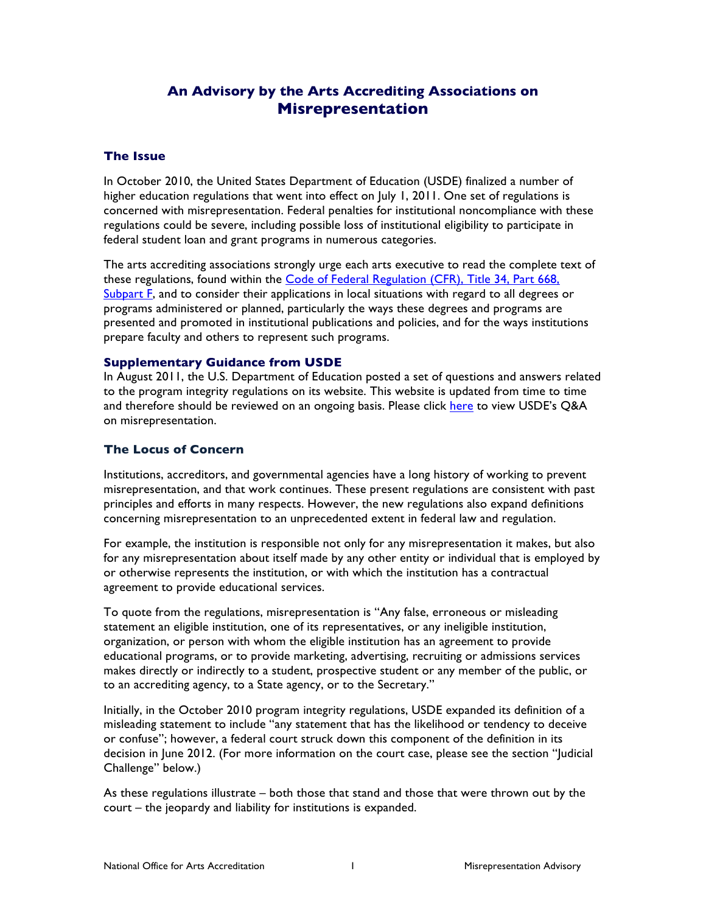# An Advisory by the Arts Accrediting Associations on Misrepresentation

## The Issue

In October 2010, the United States Department of Education (USDE) finalized a number of higher education regulations that went into effect on July 1, 2011. One set of regulations is concerned with misrepresentation. Federal penalties for institutional noncompliance with these regulations could be severe, including possible loss of institutional eligibility to participate in federal student loan and grant programs in numerous categories.

The arts accrediting associations strongly urge each arts executive to read the complete text of these regulations, found within the Code of Federal Regulation (CFR), Title 34, Part 668, Subpart F, and to consider their applications in local situations with regard to all degrees or programs administered or planned, particularly the ways these degrees and programs are presented and promoted in institutional publications and policies, and for the ways institutions prepare faculty and others to represent such programs.

### Supplementary Guidance from USDE

In August 2011, the U.S. Department of Education posted a set of questions and answers related to the program integrity regulations on its website. This website is updated from time to time and therefore should be reviewed on an ongoing basis. Please click here to view USDE's Q&A on misrepresentation.

## The Locus of Concern

Institutions, accreditors, and governmental agencies have a long history of working to prevent misrepresentation, and that work continues. These present regulations are consistent with past principles and efforts in many respects. However, the new regulations also expand definitions concerning misrepresentation to an unprecedented extent in federal law and regulation.

For example, the institution is responsible not only for any misrepresentation it makes, but also for any misrepresentation about itself made by any other entity or individual that is employed by or otherwise represents the institution, or with which the institution has a contractual agreement to provide educational services.

To quote from the regulations, misrepresentation is "Any false, erroneous or misleading statement an eligible institution, one of its representatives, or any ineligible institution, organization, or person with whom the eligible institution has an agreement to provide educational programs, or to provide marketing, advertising, recruiting or admissions services makes directly or indirectly to a student, prospective student or any member of the public, or to an accrediting agency, to a State agency, or to the Secretary."

Initially, in the October 2010 program integrity regulations, USDE expanded its definition of a misleading statement to include "any statement that has the likelihood or tendency to deceive or confuse"; however, a federal court struck down this component of the definition in its decision in June 2012. (For more information on the court case, please see the section "Judicial Challenge" below.)

As these regulations illustrate – both those that stand and those that were thrown out by the court – the jeopardy and liability for institutions is expanded.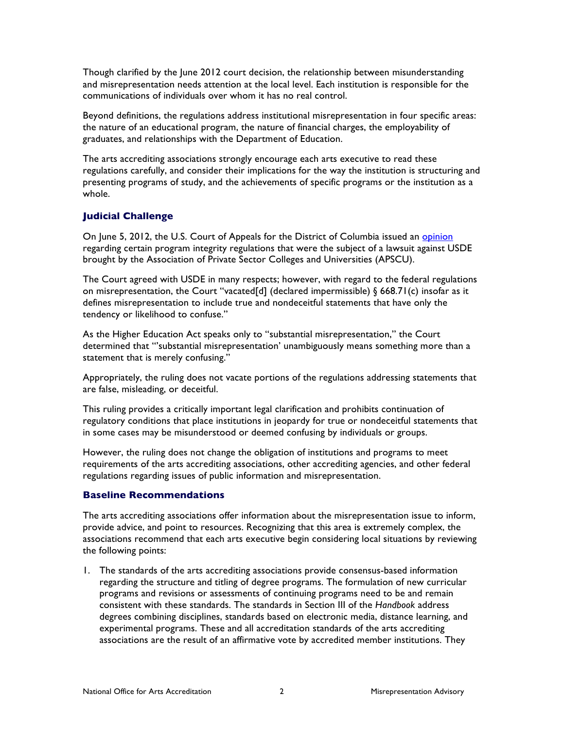Though clarified by the June 2012 court decision, the relationship between misunderstanding and misrepresentation needs attention at the local level. Each institution is responsible for the communications of individuals over whom it has no real control.

Beyond definitions, the regulations address institutional misrepresentation in four specific areas: the nature of an educational program, the nature of financial charges, the employability of graduates, and relationships with the Department of Education.

The arts accrediting associations strongly encourage each arts executive to read these regulations carefully, and consider their implications for the way the institution is structuring and presenting programs of study, and the achievements of specific programs or the institution as a whole.

## Judicial Challenge

On June 5, 2012, the U.S. Court of Appeals for the District of Columbia issued an opinion regarding certain program integrity regulations that were the subject of a lawsuit against USDE brought by the Association of Private Sector Colleges and Universities (APSCU).

The Court agreed with USDE in many respects; however, with regard to the federal regulations on misrepresentation, the Court "vacated[d] (declared impermissible) § 668.71(c) insofar as it defines misrepresentation to include true and nondeceitful statements that have only the tendency or likelihood to confuse."

As the Higher Education Act speaks only to "substantial misrepresentation," the Court determined that "'substantial misrepresentation' unambiguously means something more than a statement that is merely confusing."

Appropriately, the ruling does not vacate portions of the regulations addressing statements that are false, misleading, or deceitful.

This ruling provides a critically important legal clarification and prohibits continuation of regulatory conditions that place institutions in jeopardy for true or nondeceitful statements that in some cases may be misunderstood or deemed confusing by individuals or groups.

However, the ruling does not change the obligation of institutions and programs to meet requirements of the arts accrediting associations, other accrediting agencies, and other federal regulations regarding issues of public information and misrepresentation.

## Baseline Recommendations

The arts accrediting associations offer information about the misrepresentation issue to inform, provide advice, and point to resources. Recognizing that this area is extremely complex, the associations recommend that each arts executive begin considering local situations by reviewing the following points:

1. The standards of the arts accrediting associations provide consensus-based information regarding the structure and titling of degree programs. The formulation of new curricular programs and revisions or assessments of continuing programs need to be and remain consistent with these standards. The standards in Section III of the *Handbook* address degrees combining disciplines, standards based on electronic media, distance learning, and experimental programs. These and all accreditation standards of the arts accrediting associations are the result of an affirmative vote by accredited member institutions. They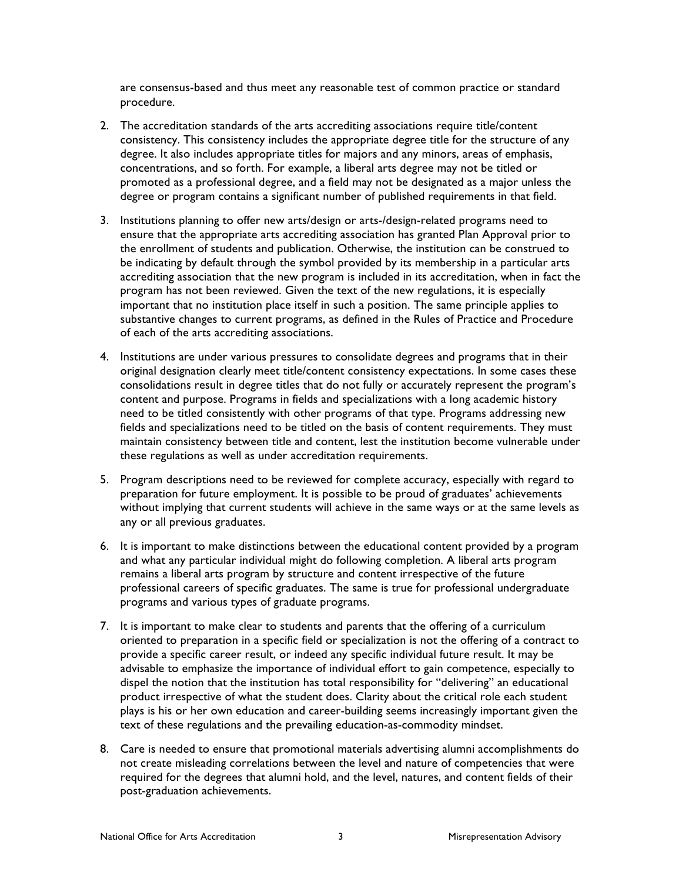are consensus-based and thus meet any reasonable test of common practice or standard procedure.

2. The accreditation standards of the arts accrediting associations require title/content consistency. This consistency includes the appropriate degree title for the structure of any degree. It also includes appropriate titles for majors and any minors, areas of emphasis, concentrations, and so forth. For example, a liberal arts degree may not be titled or promoted as a professional degree, and a field may not be designated as a major unless the degree or program contains a significant number of published requirements in that field.

3. Institutions planning to offer new arts/design or arts-/design-related programs need to ensure that the appropriate arts accrediting association has granted Plan Approval prior to the enrollment of students and publication. Otherwise, the institution can be construed to be indicating by default through the symbol provided by its membership in a particular arts accrediting association that the new program is included in its accreditation, when in fact the program has not been reviewed. Given the text of the new regulations, it is especially important that no institution place itself in such a position. The same principle applies to substantive changes to current programs, as defined in the Rules of Practice and Procedure of each of the arts accrediting associations.

4. Institutions are under various pressures to consolidate degrees and programs that in their original designation clearly meet title/content consistency expectations. In some cases these consolidations result in degree titles that do not fully or accurately represent the program's content and purpose. Programs in fields and specializations with a long academic history need to be titled consistently with other programs of that type. Programs addressing new fields and specializations need to be titled on the basis of content requirements. They must maintain consistency between title and content, lest the institution become vulnerable under these regulations as well as under accreditation requirements.

5. Program descriptions need to be reviewed for complete accuracy, especially with regard to preparation for future employment. It is possible to be proud of graduates' achievements without implying that current students will achieve in the same ways or at the same levels as any or all previous graduates.

6. It is important to make distinctions between the educational content provided by a program and what any particular individual might do following completion. A liberal arts program remains a liberal arts program by structure and content irrespective of the future professional careers of specific graduates. The same is true for professional undergraduate programs and various types of graduate programs.

7. It is important to make clear to students and parents that the offering of a curriculum oriented to preparation in a specific field or specialization is not the offering of a contract to provide a specific career result, or indeed any specific individual future result. It may be advisable to emphasize the importance of individual effort to gain competence, especially to dispel the notion that the institution has total responsibility for "delivering" an educational product irrespective of what the student does. Clarity about the critical role each student plays is his or her own education and career-building seems increasingly important given the text of these regulations and the prevailing education-as-commodity mindset.

8. Care is needed to ensure that promotional materials advertising alumni accomplishments do not create misleading correlations between the level and nature of competencies that were required for the degrees that alumni hold, and the level, natures, and content fields of their post-graduation achievements.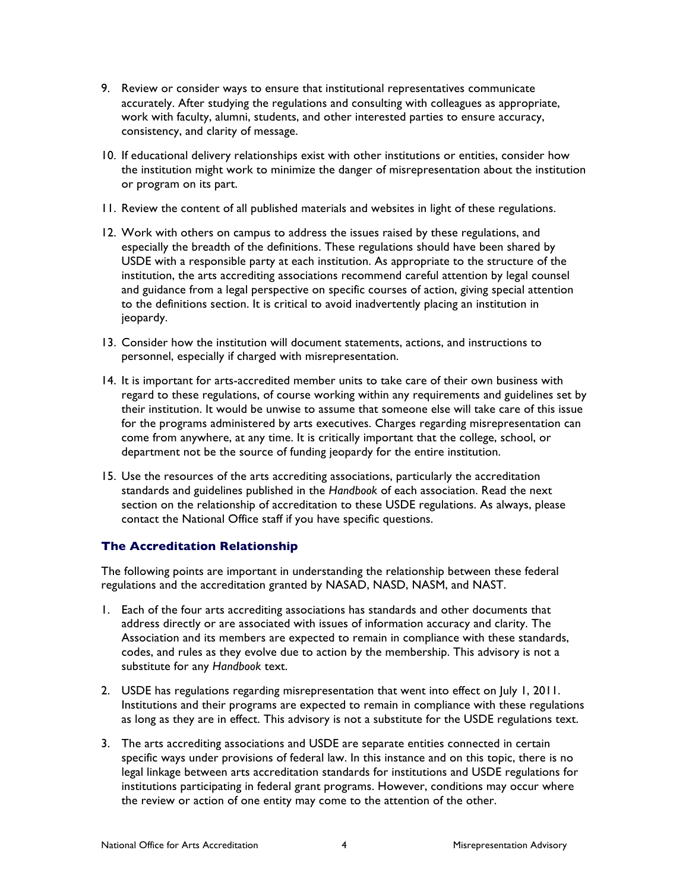9. Review or consider ways to ensure that institutional representatives communicate accurately. After studying the regulations and consulting with colleagues as appropriate, work with faculty, alumni, students, and other interested parties to ensure accuracy, consistency, and clarity of message.

10. If educational delivery relationships exist with other institutions or entities, consider how the institution might work to minimize the danger of misrepresentation about the institution or program on its part.

11. Review the content of all published materials and websites in light of these regulations.

12. Work with others on campus to address the issues raised by these regulations, and especially the breadth of the definitions. These regulations should have been shared by USDE with a responsible party at each institution. As appropriate to the structure of the institution, the arts accrediting associations recommend careful attention by legal counsel and guidance from a legal perspective on specific courses of action, giving special attention to the definitions section. It is critical to avoid inadvertently placing an institution in jeopardy.

13. Consider how the institution will document statements, actions, and instructions to personnel, especially if charged with misrepresentation.

14. It is important for arts-accredited member units to take care of their own business with regard to these regulations, of course working within any requirements and guidelines set by their institution. It would be unwise to assume that someone else will take care of this issue for the programs administered by arts executives. Charges regarding misrepresentation can come from anywhere, at any time. It is critically important that the college, school, or department not be the source of funding jeopardy for the entire institution.

15. Use the resources of the arts accrediting associations, particularly the accreditation standards and guidelines published in the *Handbook* of each association. Read the next section on the relationship of accreditation to these USDE regulations. As always, please contact the National Office staff if you have specific questions.

### The Accreditation Relationship

The following points are important in understanding the relationship between these federal regulations and the accreditation granted by NASAD, NASD, NASM, and NAST.

1. Each of the four arts accrediting associations has standards and other documents that address directly or are associated with issues of information accuracy and clarity. The Association and its members are expected to remain in compliance with these standards, codes, and rules as they evolve due to action by the membership. This advisory is not a substitute for any *Handbook* text.

2. USDE has regulations regarding misrepresentation that went into effect on July 1, 2011. Institutions and their programs are expected to remain in compliance with these regulations as long as they are in effect. This advisory is not a substitute for the USDE regulations text.

3. The arts accrediting associations and USDE are separate entities connected in certain specific ways under provisions of federal law. In this instance and on this topic, there is no legal linkage between arts accreditation standards for institutions and USDE regulations for institutions participating in federal grant programs. However, conditions may occur where the review or action of one entity may come to the attention of the other.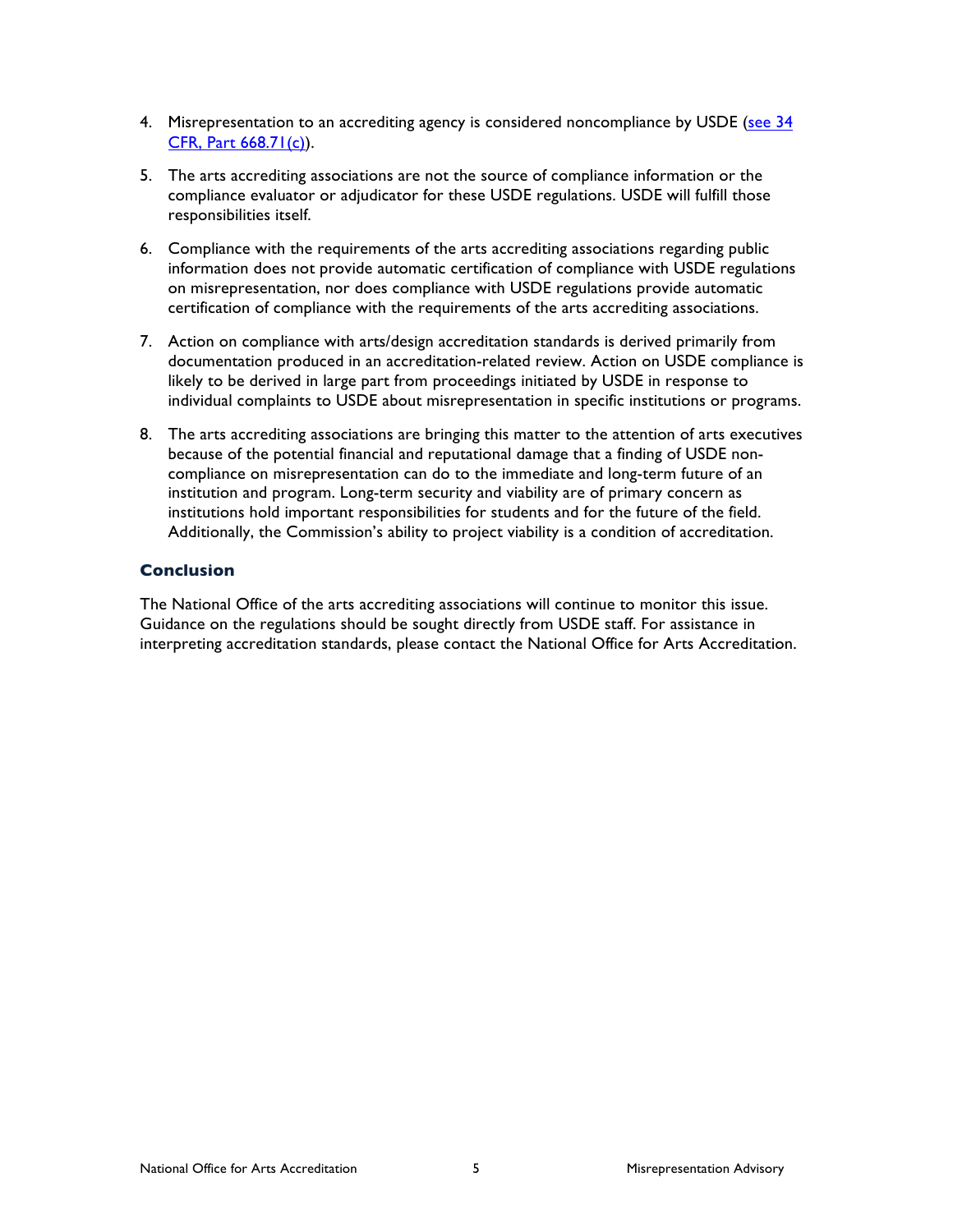4. Misrepresentation to an accrediting agency is considered noncompliance by USDE (see 34 CFR, Part 668.71(c)).

5. The arts accrediting associations are not the source of compliance information or the compliance evaluator or adjudicator for these USDE regulations. USDE will fulfill those responsibilities itself.

6. Compliance with the requirements of the arts accrediting associations regarding public information does not provide automatic certification of compliance with USDE regulations on misrepresentation, nor does compliance with USDE regulations provide automatic certification of compliance with the requirements of the arts accrediting associations.

7. Action on compliance with arts/design accreditation standards is derived primarily from documentation produced in an accreditation-related review. Action on USDE compliance is likely to be derived in large part from proceedings initiated by USDE in response to individual complaints to USDE about misrepresentation in specific institutions or programs.

8. The arts accrediting associations are bringing this matter to the attention of arts executives because of the potential financial and reputational damage that a finding of USDE non-compliance on misrepresentation can do to the immediate and long-term future of an institution and program. Long-term security and viability are of primary concern as institutions hold important responsibilities for students and for the future of the field. Additionally, the Commission's ability to project viability is a condition of accreditation.

### Conclusion

The National Office of the arts accrediting associations will continue to monitor this issue. Guidance on the regulations should be sought directly from USDE staff. For assistance in interpreting accreditation standards, please contact the National Office for Arts Accreditation.